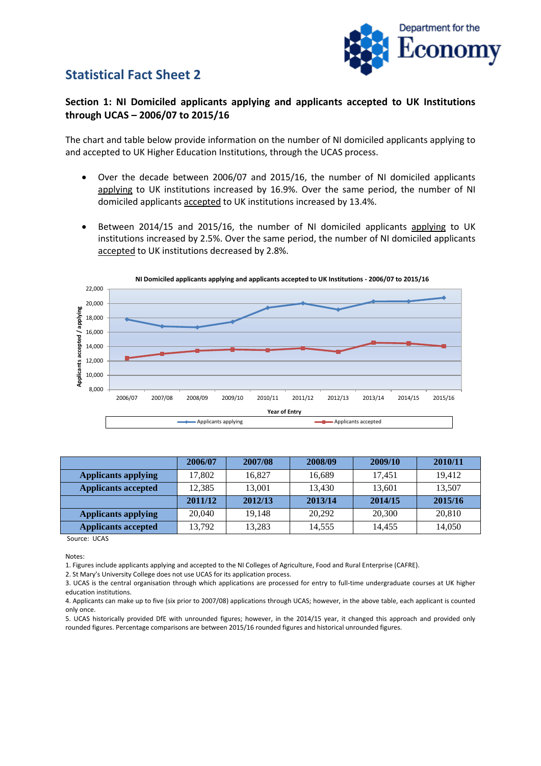## Statistical Fact Sheet 2

### Section 1: NI Domiciled applicants applying and applicants accepted to UK Institutions through UCAS – 2006/07 to 2015/16

The chart and table below provide information on the number of NI domiciled applicants applying to and accepted to UK Higher Education Institutions, through the UCAS process.

- Over the decade between 2006/07 and 2015/16, the number of NI domiciled applicants applying to UK institutions increased by 16.9%. Over the same period, the number of NI domiciled applicants accepted to UK institutions increased by 13.4%.
- Between 2014/15 and 2015/16, the number of NI domiciled applicants applying to UK institutions increased by 2.5%. Over the same period, the number of NI domiciled applicants accepted to UK institutions decreased by 2.8%.

**NI Domiciled applicants applying and applicants accepted to UK Institutions - 2006/07 to 2015/16**

| | 2006/07 | 2007/08 | 2008/09 | 2009/10 | 2010/11 |
|---|---|---|---|---|---|
| **Applicants applying** | 17,802 | 16,827 | 16,689 | 17,451 | 19,412 |
| **Applicants accepted** | 12,385 | 13,001 | 13,430 | 13,601 | 13,507 |
| | **2011/12** | **2012/13** | **2013/14** | **2014/15** | **2015/16** |
| **Applicants applying** | 20,040 | 19,148 | 20,292 | 20,300 | 20,810 |
| **Applicants accepted** | 13,792 | 13,283 | 14,555 | 14,455 | 14,050 |

Source: UCAS

Notes:
1. Figures include applicants applying and accepted to the NI Colleges of Agriculture, Food and Rural Enterprise (CAFRE).
2. St Mary's University College does not use UCAS for its application process.
3. UCAS is the central organisation through which applications are processed for entry to full-time undergraduate courses at UK higher education institutions.
4. Applicants can make up to five (six prior to 2007/08) applications through UCAS; however, in the above table, each applicant is counted only once.
5. UCAS historically provided DfE with unrounded figures; however, in the 2014/15 year, it changed this approach and provided only rounded figures. Percentage comparisons are between 2015/16 rounded figures and historical unrounded figures.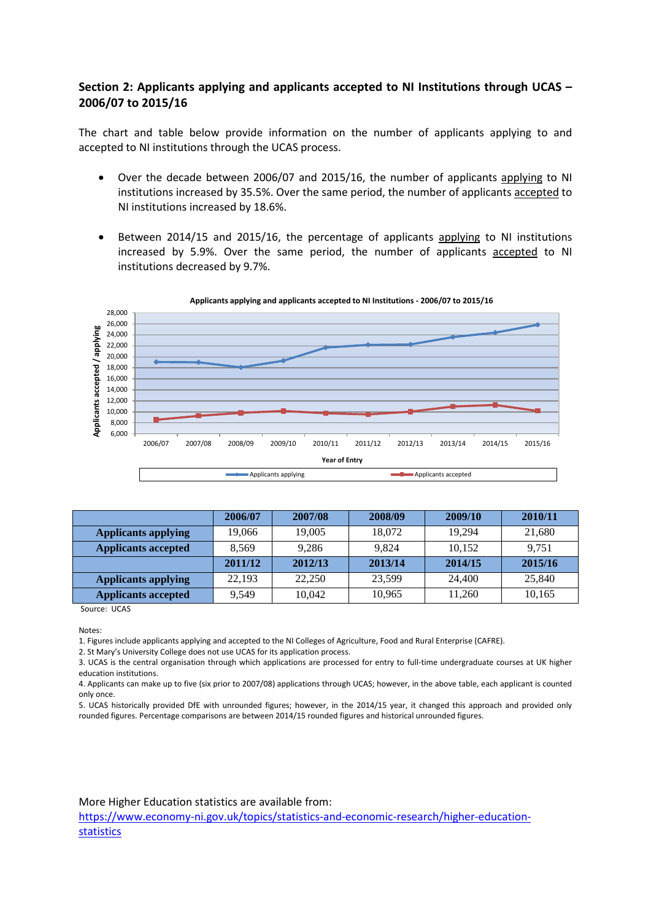## Section 2: Applicants applying and applicants accepted to NI Institutions through UCAS – 2006/07 to 2015/16

The chart and table below provide information on the number of applicants applying to and accepted to NI institutions through the UCAS process.

- Over the decade between 2006/07 and 2015/16, the number of applicants applying to NI institutions increased by 35.5%. Over the same period, the number of applicants accepted to NI institutions increased by 18.6%.

- Between 2014/15 and 2015/16, the percentage of applicants applying to NI institutions increased by 5.9%. Over the same period, the number of applicants accepted to NI institutions decreased by 9.7%.

Applicants applying and applicants accepted to NI Institutions - 2006/07 to 2015/16

Applicants accepted / applying

28,000
26,000
24,000
22,000
20,000
18,000
16,000
14,000
12,000
10,000
8,000
6,000

2006/07 2007/08 2008/09 2009/10 2010/11 2011/12 2012/13 2013/14 2014/15 2015/16

Year of Entry

Applicants applying
Applicants accepted

| | 2006/07 | 2007/08 | 2008/09 | 2009/10 | 2010/11 |
|---|---|---|---|---|---|
| **Applicants applying** | 19,066 | 19,005 | 18,072 | 19,294 | 21,680 |
| **Applicants accepted** | 8,569 | 9,286 | 9,824 | 10,152 | 9,751 |
| | **2011/12** | **2012/13** | **2013/14** | **2014/15** | **2015/16** |
| **Applicants applying** | 22,193 | 22,250 | 23,599 | 24,400 | 25,840 |
| **Applicants accepted** | 9,549 | 10,042 | 10,965 | 11,260 | 10,165 |

Source: UCAS

Notes:
1. Figures include applicants applying and accepted to the NI Colleges of Agriculture, Food and Rural Enterprise (CAFRE).
2. St Mary's University College does not use UCAS for its application process.
3. UCAS is the central organisation through which applications are processed for entry to full-time undergraduate courses at UK higher education institutions.
4. Applicants can make up to five (six prior to 2007/08) applications through UCAS; however, in the above table, each applicant is counted only once.
5. UCAS historically provided DfE with unrounded figures; however, in the 2014/15 year, it changed this approach and provided only rounded figures. Percentage comparisons are between 2014/15 rounded figures and historical unrounded figures.

More Higher Education statistics are available from:
https://www.economy-ni.gov.uk/topics/statistics-and-economic-research/higher-education-statistics